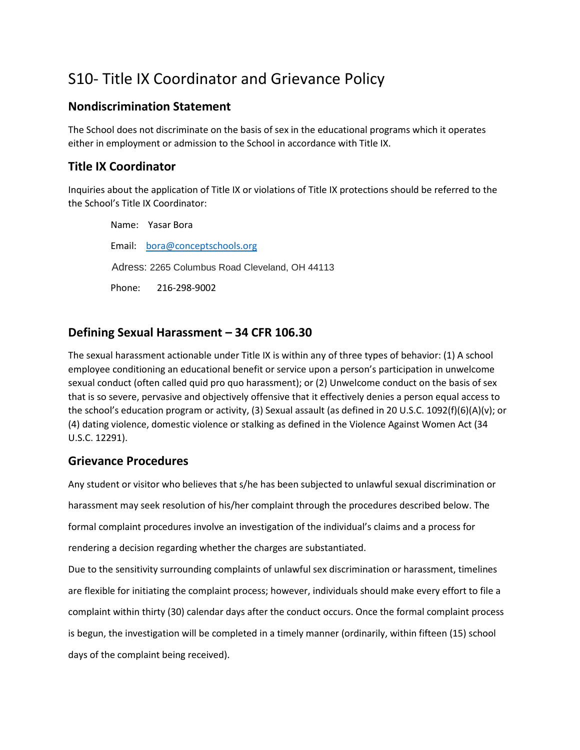# S10- Title IX Coordinator and Grievance Policy

## Nondiscrimination Statement

The School does not discriminate on the basis of sex in the educational programs which it operates either in employment or admission to the School in accordance with Title IX.

## Title IX Coordinator

Inquiries about the application of Title IX or violations of Title IX protections should be referred to the the School's Title IX Coordinator:

Name: Yasar Bora

Email: bora@conceptschools.org

Adress: 2265 Columbus Road Cleveland, OH 44113

Phone: 216-298-9002

## Defining Sexual Harassment – 34 CFR 106.30

The sexual harassment actionable under Title IX is within any of three types of behavior: (1) A school employee conditioning an educational benefit or service upon a person's participation in unwelcome sexual conduct (often called quid pro quo harassment); or (2) Unwelcome conduct on the basis of sex that is so severe, pervasive and objectively offensive that it effectively denies a person equal access to the school's education program or activity, (3) Sexual assault (as defined in 20 U.S.C. 1092(f)(6)(A)(v); or (4) dating violence, domestic violence or stalking as defined in the Violence Against Women Act (34 U.S.C. 12291).

## Grievance Procedures

Any student or visitor who believes that s/he has been subjected to unlawful sexual discrimination or harassment may seek resolution of his/her complaint through the procedures described below. The formal complaint procedures involve an investigation of the individual's claims and a process for rendering a decision regarding whether the charges are substantiated.

Due to the sensitivity surrounding complaints of unlawful sex discrimination or harassment, timelines are flexible for initiating the complaint process; however, individuals should make every effort to file a complaint within thirty (30) calendar days after the conduct occurs. Once the formal complaint process is begun, the investigation will be completed in a timely manner (ordinarily, within fifteen (15) school days of the complaint being received).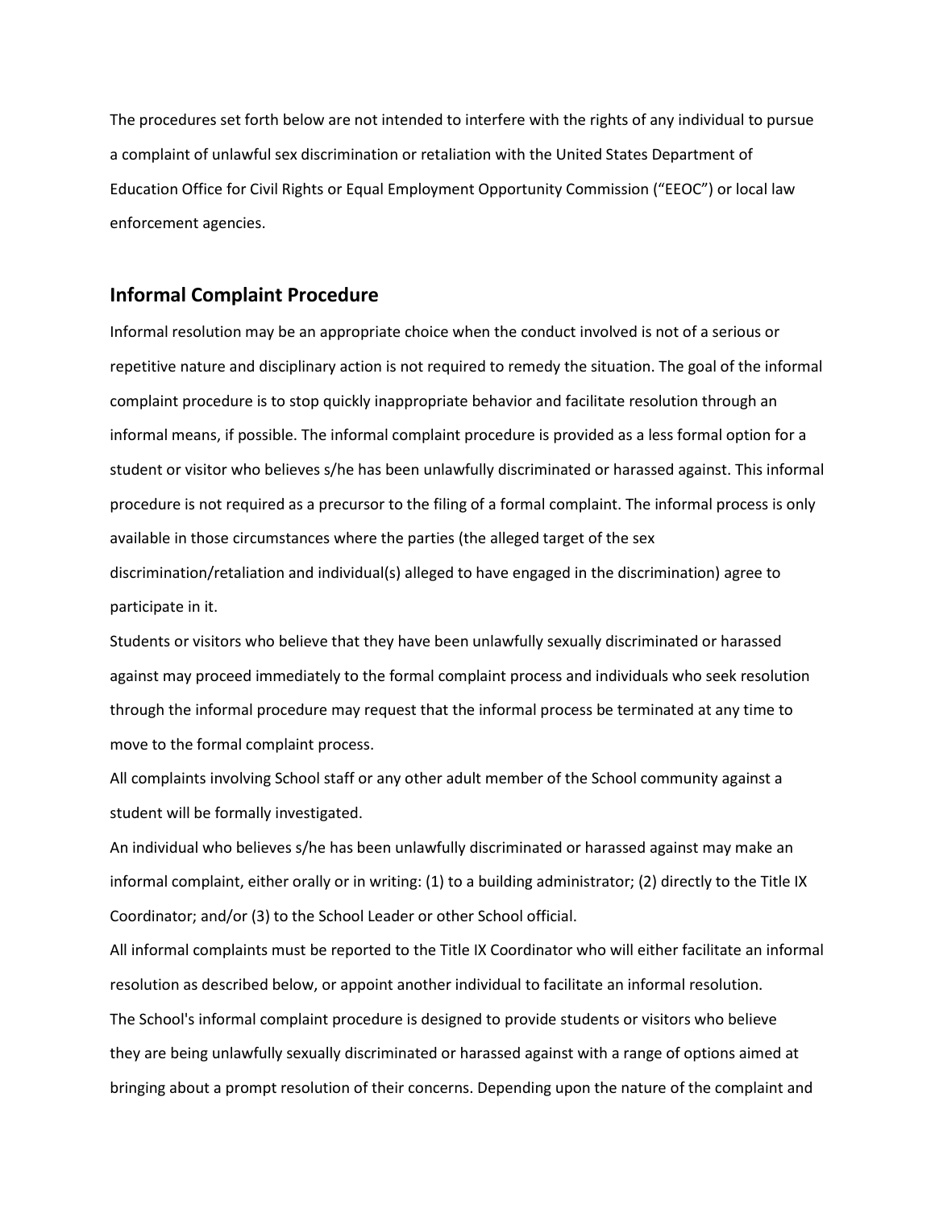The procedures set forth below are not intended to interfere with the rights of any individual to pursue a complaint of unlawful sex discrimination or retaliation with the United States Department of Education Office for Civil Rights or Equal Employment Opportunity Commission ("EEOC") or local law enforcement agencies.

## Informal Complaint Procedure

Informal resolution may be an appropriate choice when the conduct involved is not of a serious or repetitive nature and disciplinary action is not required to remedy the situation. The goal of the informal complaint procedure is to stop quickly inappropriate behavior and facilitate resolution through an informal means, if possible. The informal complaint procedure is provided as a less formal option for a student or visitor who believes s/he has been unlawfully discriminated or harassed against. This informal procedure is not required as a precursor to the filing of a formal complaint. The informal process is only available in those circumstances where the parties (the alleged target of the sex discrimination/retaliation and individual(s) alleged to have engaged in the discrimination) agree to participate in it.

Students or visitors who believe that they have been unlawfully sexually discriminated or harassed against may proceed immediately to the formal complaint process and individuals who seek resolution through the informal procedure may request that the informal process be terminated at any time to move to the formal complaint process.

All complaints involving School staff or any other adult member of the School community against a student will be formally investigated.

An individual who believes s/he has been unlawfully discriminated or harassed against may make an informal complaint, either orally or in writing: (1) to a building administrator; (2) directly to the Title IX Coordinator; and/or (3) to the School Leader or other School official.

All informal complaints must be reported to the Title IX Coordinator who will either facilitate an informal resolution as described below, or appoint another individual to facilitate an informal resolution.

The School's informal complaint procedure is designed to provide students or visitors who believe they are being unlawfully sexually discriminated or harassed against with a range of options aimed at bringing about a prompt resolution of their concerns. Depending upon the nature of the complaint and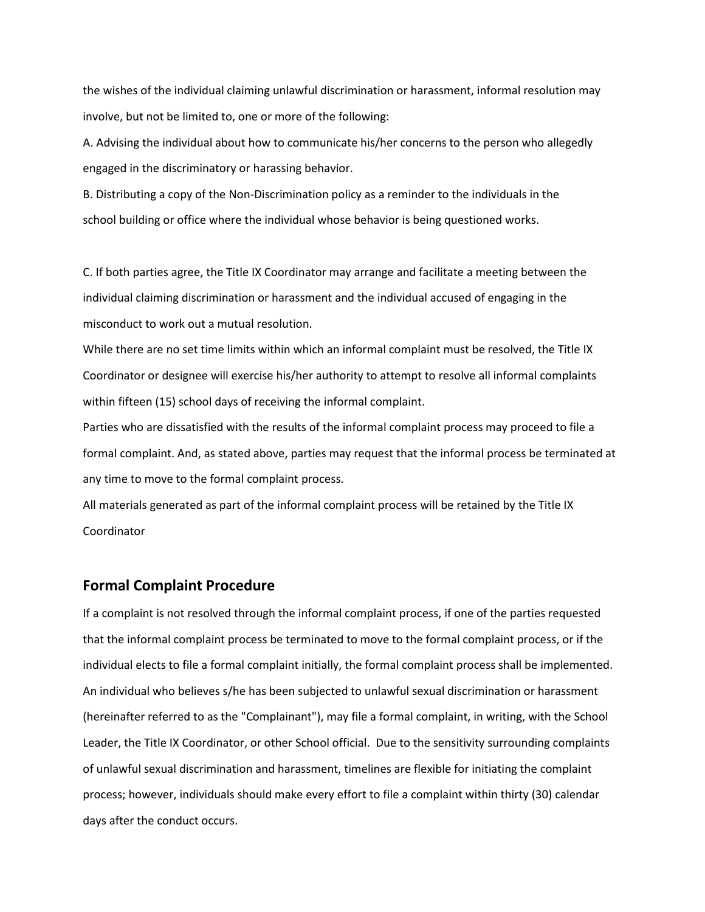the wishes of the individual claiming unlawful discrimination or harassment, informal resolution may involve, but not be limited to, one or more of the following:

A. Advising the individual about how to communicate his/her concerns to the person who allegedly engaged in the discriminatory or harassing behavior.

B. Distributing a copy of the Non-Discrimination policy as a reminder to the individuals in the school building or office where the individual whose behavior is being questioned works.

C. If both parties agree, the Title IX Coordinator may arrange and facilitate a meeting between the individual claiming discrimination or harassment and the individual accused of engaging in the misconduct to work out a mutual resolution.

While there are no set time limits within which an informal complaint must be resolved, the Title IX Coordinator or designee will exercise his/her authority to attempt to resolve all informal complaints within fifteen (15) school days of receiving the informal complaint.

Parties who are dissatisfied with the results of the informal complaint process may proceed to file a formal complaint. And, as stated above, parties may request that the informal process be terminated at any time to move to the formal complaint process.

All materials generated as part of the informal complaint process will be retained by the Title IX Coordinator

## Formal Complaint Procedure

If a complaint is not resolved through the informal complaint process, if one of the parties requested that the informal complaint process be terminated to move to the formal complaint process, or if the individual elects to file a formal complaint initially, the formal complaint process shall be implemented. An individual who believes s/he has been subjected to unlawful sexual discrimination or harassment (hereinafter referred to as the "Complainant"), may file a formal complaint, in writing, with the School Leader, the Title IX Coordinator, or other School official. Due to the sensitivity surrounding complaints of unlawful sexual discrimination and harassment, timelines are flexible for initiating the complaint process; however, individuals should make every effort to file a complaint within thirty (30) calendar days after the conduct occurs.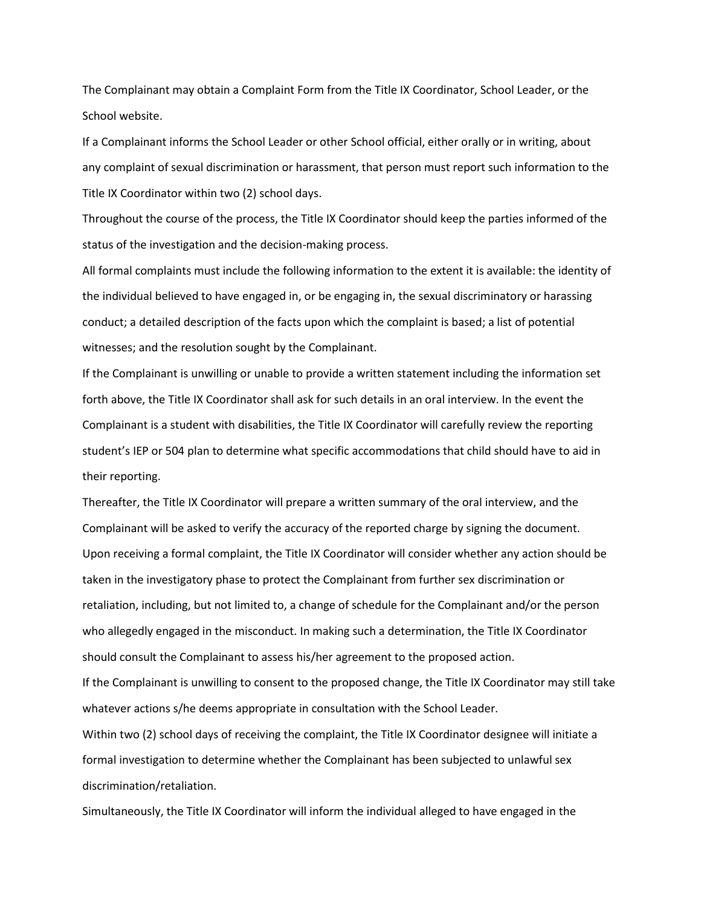The Complainant may obtain a Complaint Form from the Title IX Coordinator, School Leader, or the School website.

If a Complainant informs the School Leader or other School official, either orally or in writing, about any complaint of sexual discrimination or harassment, that person must report such information to the Title IX Coordinator within two (2) school days.

Throughout the course of the process, the Title IX Coordinator should keep the parties informed of the status of the investigation and the decision-making process.

All formal complaints must include the following information to the extent it is available: the identity of the individual believed to have engaged in, or be engaging in, the sexual discriminatory or harassing conduct; a detailed description of the facts upon which the complaint is based; a list of potential witnesses; and the resolution sought by the Complainant.

If the Complainant is unwilling or unable to provide a written statement including the information set forth above, the Title IX Coordinator shall ask for such details in an oral interview. In the event the Complainant is a student with disabilities, the Title IX Coordinator will carefully review the reporting student's IEP or 504 plan to determine what specific accommodations that child should have to aid in their reporting.

Thereafter, the Title IX Coordinator will prepare a written summary of the oral interview, and the Complainant will be asked to verify the accuracy of the reported charge by signing the document.

Upon receiving a formal complaint, the Title IX Coordinator will consider whether any action should be taken in the investigatory phase to protect the Complainant from further sex discrimination or retaliation, including, but not limited to, a change of schedule for the Complainant and/or the person who allegedly engaged in the misconduct. In making such a determination, the Title IX Coordinator should consult the Complainant to assess his/her agreement to the proposed action.

If the Complainant is unwilling to consent to the proposed change, the Title IX Coordinator may still take whatever actions s/he deems appropriate in consultation with the School Leader.

Within two (2) school days of receiving the complaint, the Title IX Coordinator designee will initiate a formal investigation to determine whether the Complainant has been subjected to unlawful sex discrimination/retaliation.

Simultaneously, the Title IX Coordinator will inform the individual alleged to have engaged in the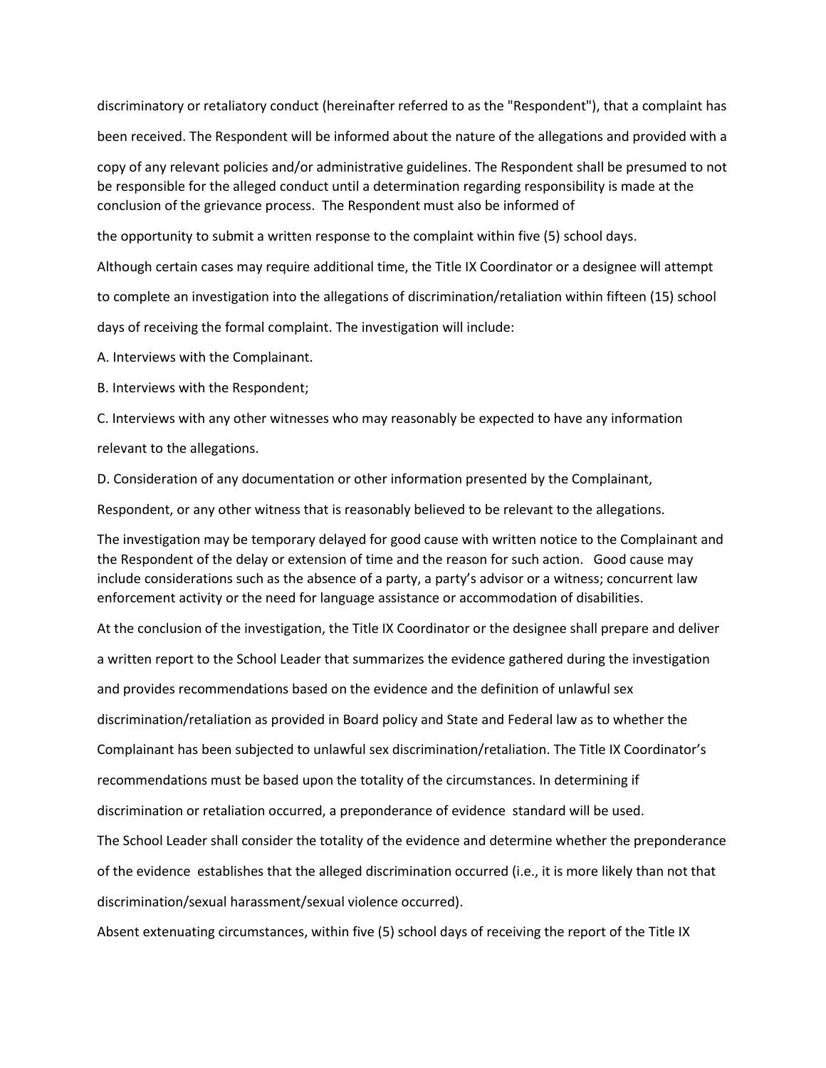discriminatory or retaliatory conduct (hereinafter referred to as the "Respondent"), that a complaint has been received. The Respondent will be informed about the nature of the allegations and provided with a copy of any relevant policies and/or administrative guidelines. The Respondent shall be presumed to not be responsible for the alleged conduct until a determination regarding responsibility is made at the conclusion of the grievance process. The Respondent must also be informed of the opportunity to submit a written response to the complaint within five (5) school days.

Although certain cases may require additional time, the Title IX Coordinator or a designee will attempt to complete an investigation into the allegations of discrimination/retaliation within fifteen (15) school days of receiving the formal complaint. The investigation will include:

A. Interviews with the Complainant.

B. Interviews with the Respondent;

C. Interviews with any other witnesses who may reasonably be expected to have any information relevant to the allegations.

D. Consideration of any documentation or other information presented by the Complainant, Respondent, or any other witness that is reasonably believed to be relevant to the allegations.

The investigation may be temporary delayed for good cause with written notice to the Complainant and the Respondent of the delay or extension of time and the reason for such action. Good cause may include considerations such as the absence of a party, a party's advisor or a witness; concurrent law enforcement activity or the need for language assistance or accommodation of disabilities.

At the conclusion of the investigation, the Title IX Coordinator or the designee shall prepare and deliver a written report to the School Leader that summarizes the evidence gathered during the investigation and provides recommendations based on the evidence and the definition of unlawful sex discrimination/retaliation as provided in Board policy and State and Federal law as to whether the Complainant has been subjected to unlawful sex discrimination/retaliation. The Title IX Coordinator's recommendations must be based upon the totality of the circumstances. In determining if discrimination or retaliation occurred, a preponderance of evidence standard will be used.

The School Leader shall consider the totality of the evidence and determine whether the preponderance of the evidence establishes that the alleged discrimination occurred (i.e., it is more likely than not that discrimination/sexual harassment/sexual violence occurred).

Absent extenuating circumstances, within five (5) school days of receiving the report of the Title IX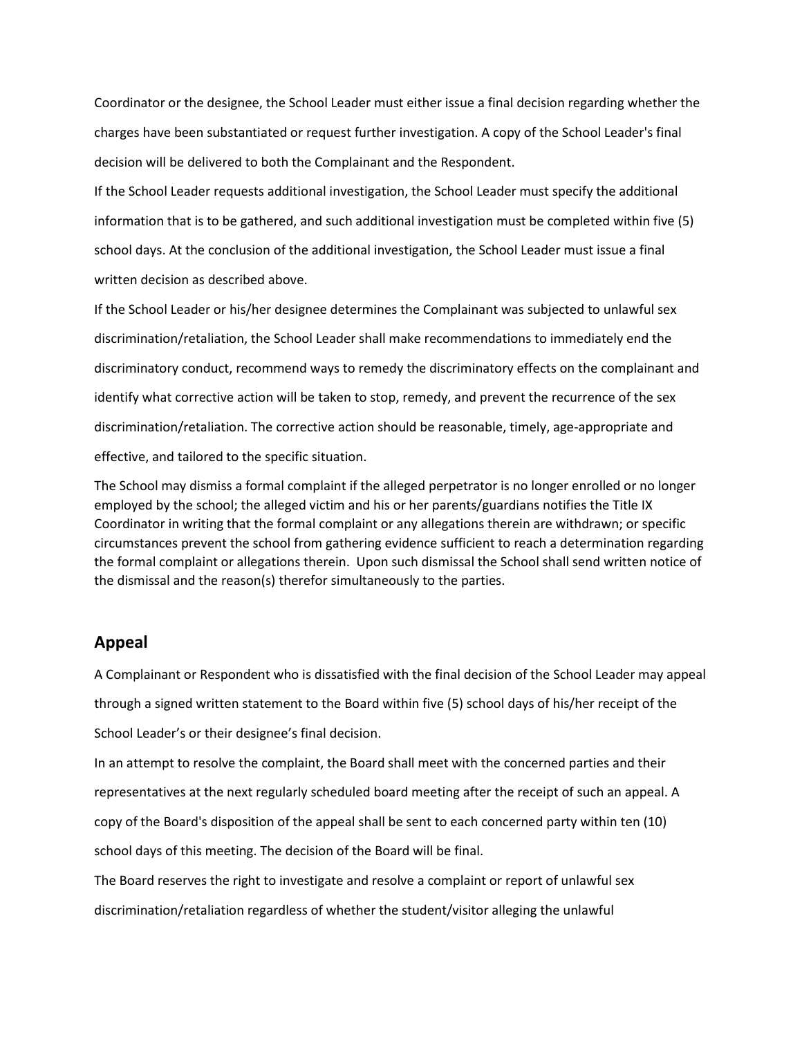Coordinator or the designee, the School Leader must either issue a final decision regarding whether the charges have been substantiated or request further investigation. A copy of the School Leader's final decision will be delivered to both the Complainant and the Respondent.

If the School Leader requests additional investigation, the School Leader must specify the additional information that is to be gathered, and such additional investigation must be completed within five (5) school days. At the conclusion of the additional investigation, the School Leader must issue a final written decision as described above.

If the School Leader or his/her designee determines the Complainant was subjected to unlawful sex discrimination/retaliation, the School Leader shall make recommendations to immediately end the discriminatory conduct, recommend ways to remedy the discriminatory effects on the complainant and identify what corrective action will be taken to stop, remedy, and prevent the recurrence of the sex discrimination/retaliation. The corrective action should be reasonable, timely, age-appropriate and effective, and tailored to the specific situation.

The School may dismiss a formal complaint if the alleged perpetrator is no longer enrolled or no longer employed by the school; the alleged victim and his or her parents/guardians notifies the Title IX Coordinator in writing that the formal complaint or any allegations therein are withdrawn; or specific circumstances prevent the school from gathering evidence sufficient to reach a determination regarding the formal complaint or allegations therein. Upon such dismissal the School shall send written notice of the dismissal and the reason(s) therefor simultaneously to the parties.

## Appeal

A Complainant or Respondent who is dissatisfied with the final decision of the School Leader may appeal through a signed written statement to the Board within five (5) school days of his/her receipt of the School Leader's or their designee's final decision.

In an attempt to resolve the complaint, the Board shall meet with the concerned parties and their representatives at the next regularly scheduled board meeting after the receipt of such an appeal. A copy of the Board's disposition of the appeal shall be sent to each concerned party within ten (10) school days of this meeting. The decision of the Board will be final.

The Board reserves the right to investigate and resolve a complaint or report of unlawful sex discrimination/retaliation regardless of whether the student/visitor alleging the unlawful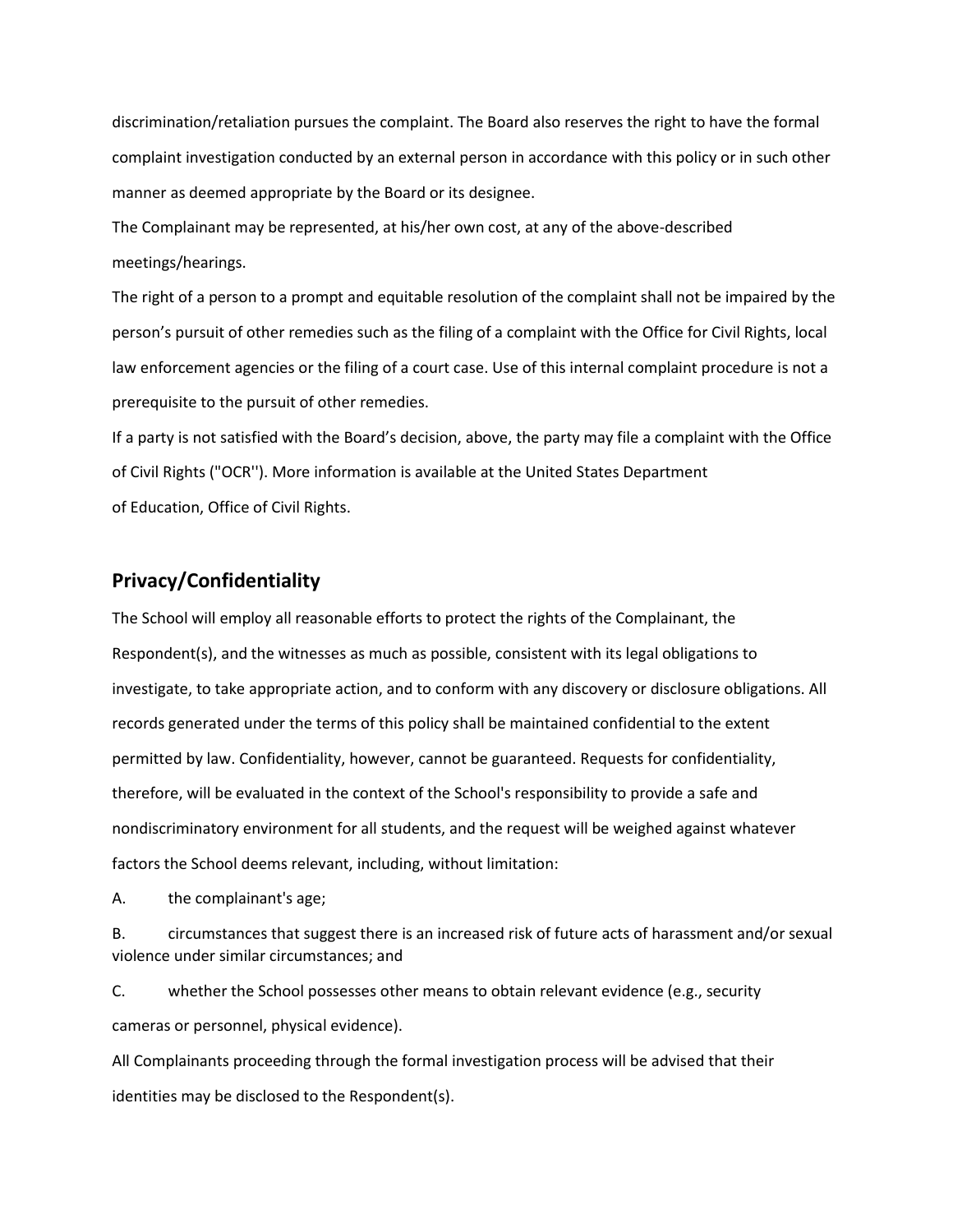discrimination/retaliation pursues the complaint. The Board also reserves the right to have the formal complaint investigation conducted by an external person in accordance with this policy or in such other manner as deemed appropriate by the Board or its designee.

The Complainant may be represented, at his/her own cost, at any of the above-described meetings/hearings.

The right of a person to a prompt and equitable resolution of the complaint shall not be impaired by the person's pursuit of other remedies such as the filing of a complaint with the Office for Civil Rights, local law enforcement agencies or the filing of a court case. Use of this internal complaint procedure is not a prerequisite to the pursuit of other remedies.

If a party is not satisfied with the Board's decision, above, the party may file a complaint with the Office of Civil Rights ("OCR''). More information is available at the United States Department of Education, Office of Civil Rights.

## Privacy/Confidentiality

The School will employ all reasonable efforts to protect the rights of the Complainant, the Respondent(s), and the witnesses as much as possible, consistent with its legal obligations to investigate, to take appropriate action, and to conform with any discovery or disclosure obligations. All records generated under the terms of this policy shall be maintained confidential to the extent permitted by law. Confidentiality, however, cannot be guaranteed. Requests for confidentiality, therefore, will be evaluated in the context of the School's responsibility to provide a safe and nondiscriminatory environment for all students, and the request will be weighed against whatever factors the School deems relevant, including, without limitation:

A. the complainant's age;

B. circumstances that suggest there is an increased risk of future acts of harassment and/or sexual violence under similar circumstances; and

C. whether the School possesses other means to obtain relevant evidence (e.g., security cameras or personnel, physical evidence).

All Complainants proceeding through the formal investigation process will be advised that their identities may be disclosed to the Respondent(s).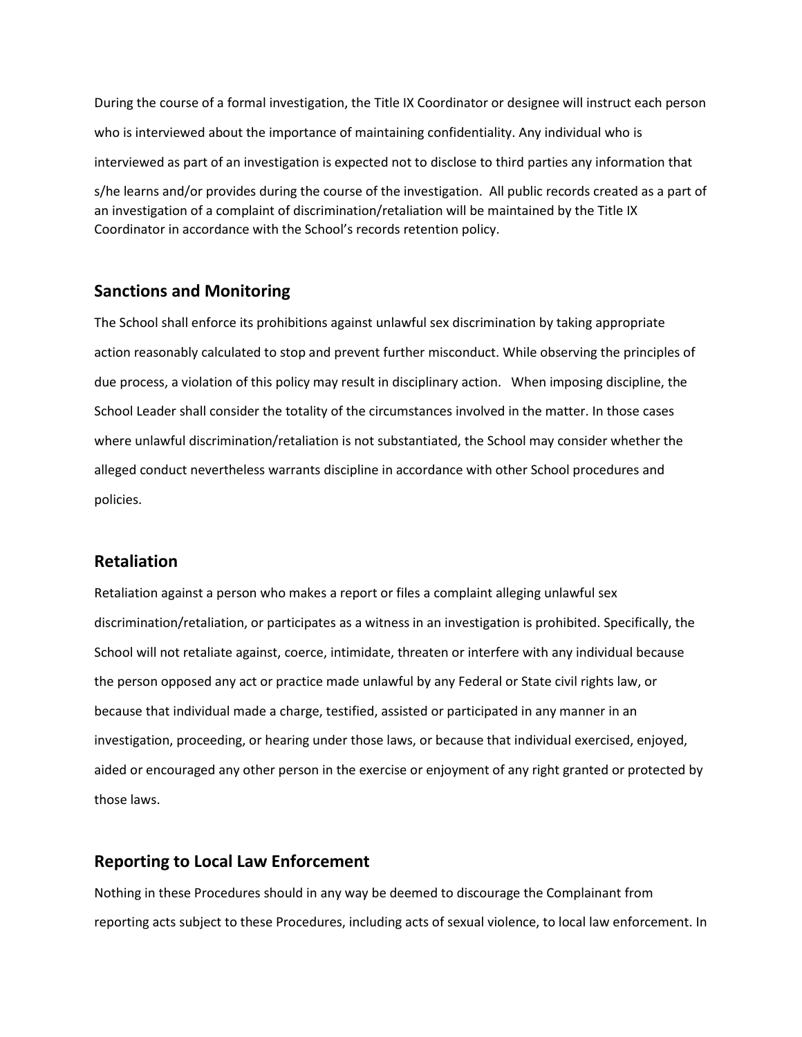During the course of a formal investigation, the Title IX Coordinator or designee will instruct each person who is interviewed about the importance of maintaining confidentiality. Any individual who is interviewed as part of an investigation is expected not to disclose to third parties any information that s/he learns and/or provides during the course of the investigation. All public records created as a part of an investigation of a complaint of discrimination/retaliation will be maintained by the Title IX Coordinator in accordance with the School's records retention policy.

## Sanctions and Monitoring

The School shall enforce its prohibitions against unlawful sex discrimination by taking appropriate action reasonably calculated to stop and prevent further misconduct. While observing the principles of due process, a violation of this policy may result in disciplinary action. When imposing discipline, the School Leader shall consider the totality of the circumstances involved in the matter. In those cases where unlawful discrimination/retaliation is not substantiated, the School may consider whether the alleged conduct nevertheless warrants discipline in accordance with other School procedures and policies.

## Retaliation

Retaliation against a person who makes a report or files a complaint alleging unlawful sex discrimination/retaliation, or participates as a witness in an investigation is prohibited. Specifically, the School will not retaliate against, coerce, intimidate, threaten or interfere with any individual because the person opposed any act or practice made unlawful by any Federal or State civil rights law, or because that individual made a charge, testified, assisted or participated in any manner in an investigation, proceeding, or hearing under those laws, or because that individual exercised, enjoyed, aided or encouraged any other person in the exercise or enjoyment of any right granted or protected by those laws.

## Reporting to Local Law Enforcement

Nothing in these Procedures should in any way be deemed to discourage the Complainant from reporting acts subject to these Procedures, including acts of sexual violence, to local law enforcement. In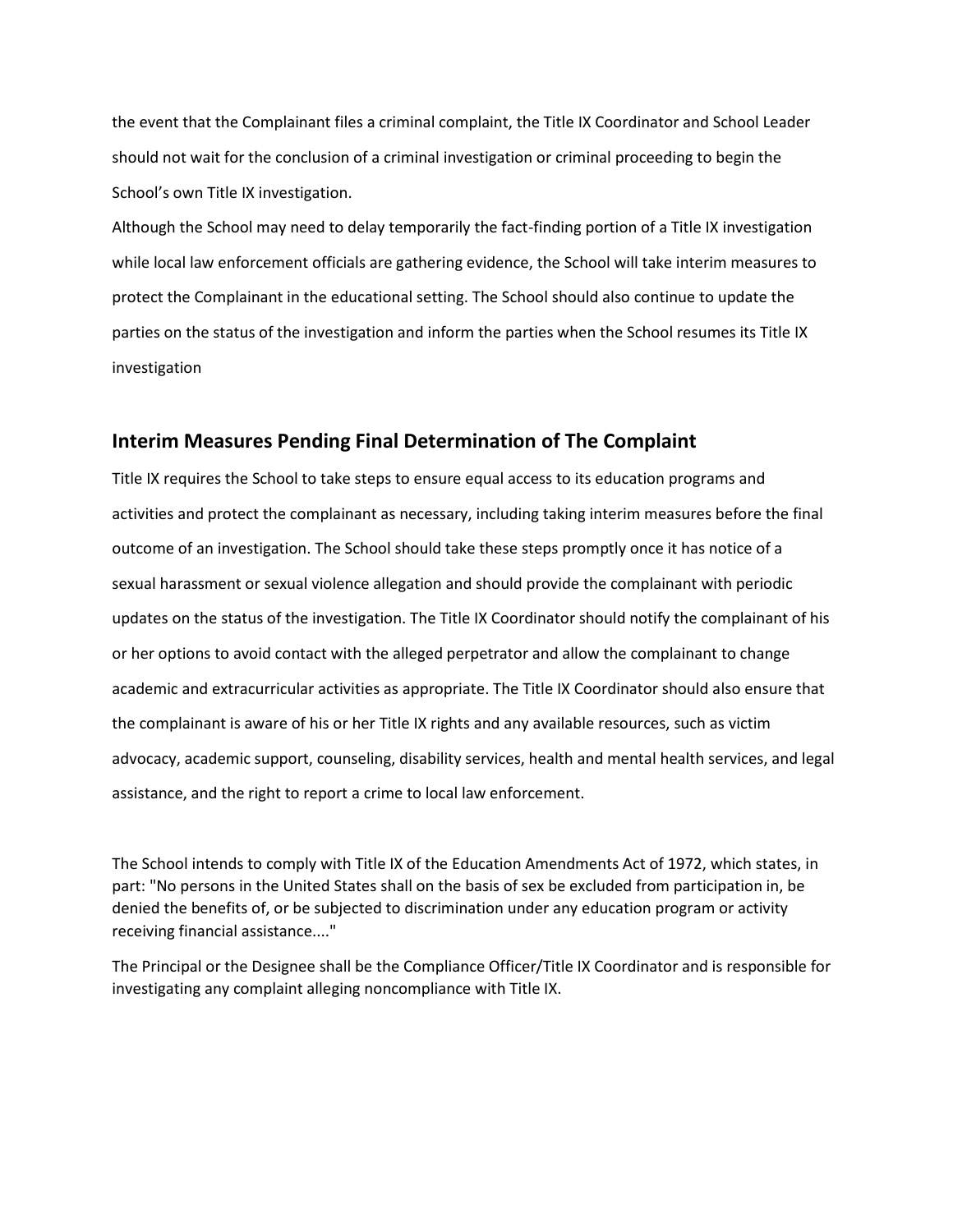the event that the Complainant files a criminal complaint, the Title IX Coordinator and School Leader should not wait for the conclusion of a criminal investigation or criminal proceeding to begin the School's own Title IX investigation.

Although the School may need to delay temporarily the fact-finding portion of a Title IX investigation while local law enforcement officials are gathering evidence, the School will take interim measures to protect the Complainant in the educational setting. The School should also continue to update the parties on the status of the investigation and inform the parties when the School resumes its Title IX investigation

## Interim Measures Pending Final Determination of The Complaint

Title IX requires the School to take steps to ensure equal access to its education programs and activities and protect the complainant as necessary, including taking interim measures before the final outcome of an investigation. The School should take these steps promptly once it has notice of a sexual harassment or sexual violence allegation and should provide the complainant with periodic updates on the status of the investigation. The Title IX Coordinator should notify the complainant of his or her options to avoid contact with the alleged perpetrator and allow the complainant to change academic and extracurricular activities as appropriate. The Title IX Coordinator should also ensure that the complainant is aware of his or her Title IX rights and any available resources, such as victim advocacy, academic support, counseling, disability services, health and mental health services, and legal assistance, and the right to report a crime to local law enforcement.

The School intends to comply with Title IX of the Education Amendments Act of 1972, which states, in part: "No persons in the United States shall on the basis of sex be excluded from participation in, be denied the benefits of, or be subjected to discrimination under any education program or activity receiving financial assistance...."

The Principal or the Designee shall be the Compliance Officer/Title IX Coordinator and is responsible for investigating any complaint alleging noncompliance with Title IX.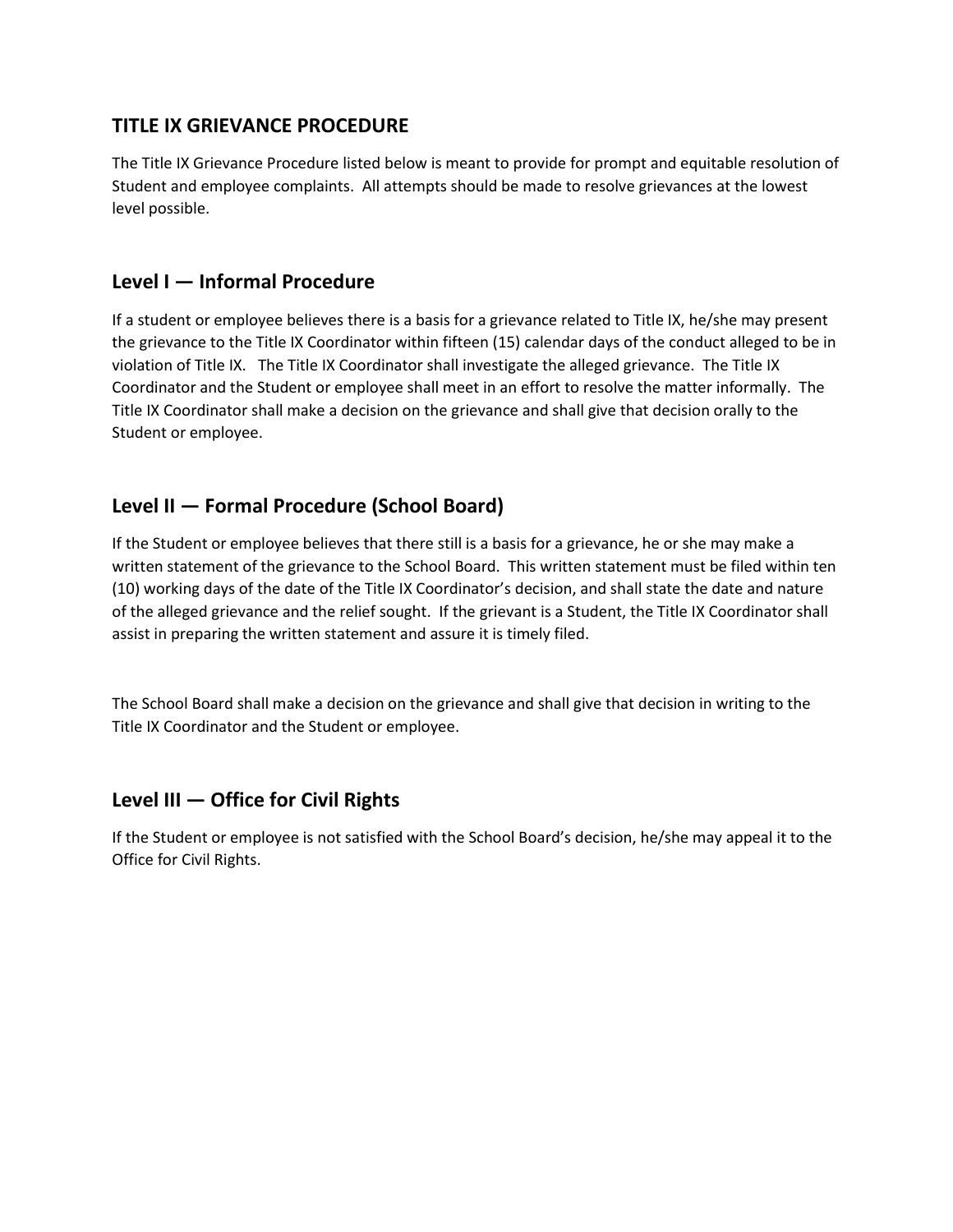## TITLE IX GRIEVANCE PROCEDURE

The Title IX Grievance Procedure listed below is meant to provide for prompt and equitable resolution of Student and employee complaints. All attempts should be made to resolve grievances at the lowest level possible.

## Level I — Informal Procedure

If a student or employee believes there is a basis for a grievance related to Title IX, he/she may present the grievance to the Title IX Coordinator within fifteen (15) calendar days of the conduct alleged to be in violation of Title IX. The Title IX Coordinator shall investigate the alleged grievance. The Title IX Coordinator and the Student or employee shall meet in an effort to resolve the matter informally. The Title IX Coordinator shall make a decision on the grievance and shall give that decision orally to the Student or employee.

## Level II — Formal Procedure (School Board)

If the Student or employee believes that there still is a basis for a grievance, he or she may make a written statement of the grievance to the School Board. This written statement must be filed within ten (10) working days of the date of the Title IX Coordinator's decision, and shall state the date and nature of the alleged grievance and the relief sought. If the grievant is a Student, the Title IX Coordinator shall assist in preparing the written statement and assure it is timely filed.

The School Board shall make a decision on the grievance and shall give that decision in writing to the Title IX Coordinator and the Student or employee.

## Level III — Office for Civil Rights

If the Student or employee is not satisfied with the School Board's decision, he/she may appeal it to the Office for Civil Rights.